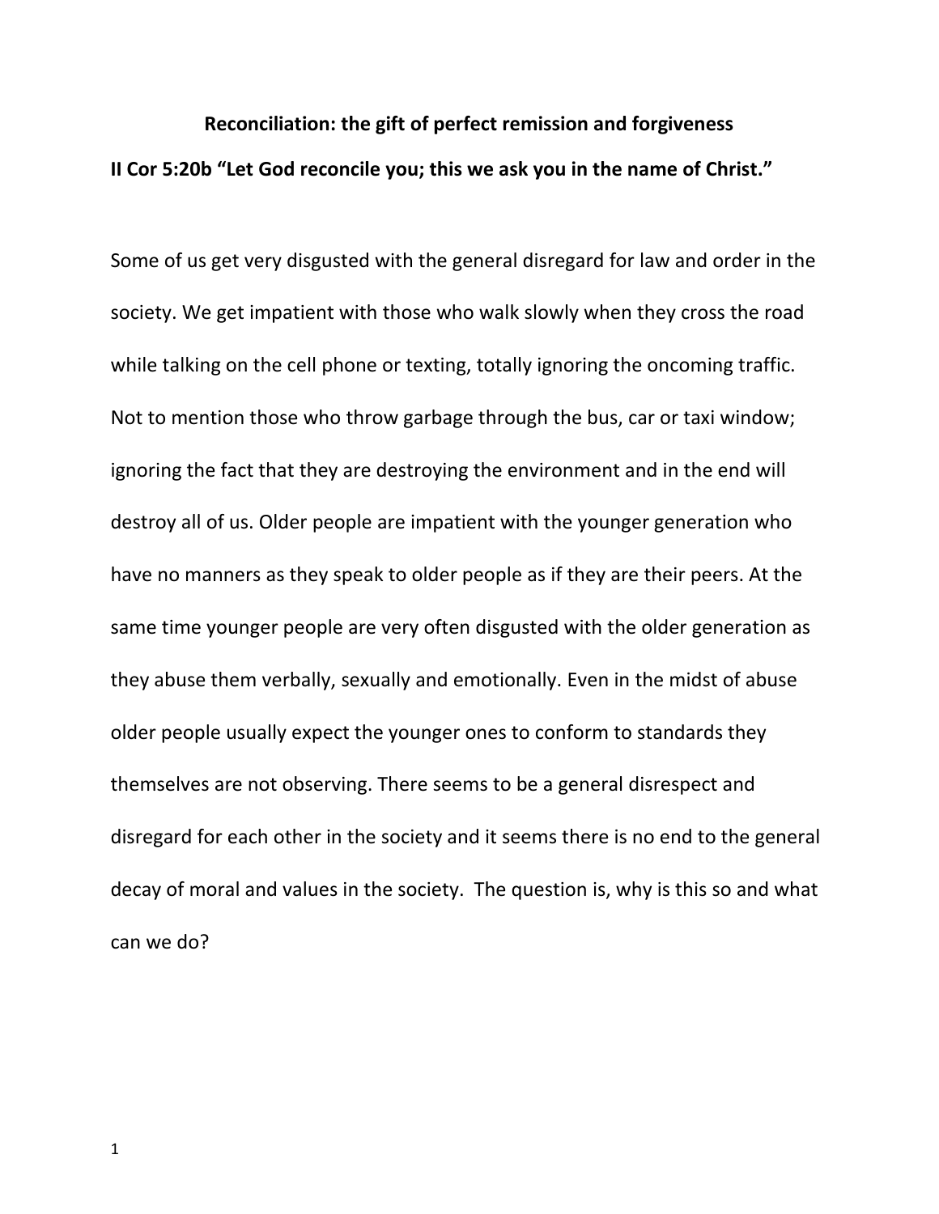**Reconciliation: the gift of perfect remission and forgiveness**

**II Cor 5:20b "Let God reconcile you; this we ask you in the name of Christ."**

Some of us get very disgusted with the general disregard for law and order in the society. We get impatient with those who walk slowly when they cross the road while talking on the cell phone or texting, totally ignoring the oncoming traffic. Not to mention those who throw garbage through the bus, car or taxi window; ignoring the fact that they are destroying the environment and in the end will destroy all of us. Older people are impatient with the younger generation who have no manners as they speak to older people as if they are their peers. At the same time younger people are very often disgusted with the older generation as they abuse them verbally, sexually and emotionally. Even in the midst of abuse older people usually expect the younger ones to conform to standards they themselves are not observing. There seems to be a general disrespect and disregard for each other in the society and it seems there is no end to the general decay of moral and values in the society. The question is, why is this so and what can we do?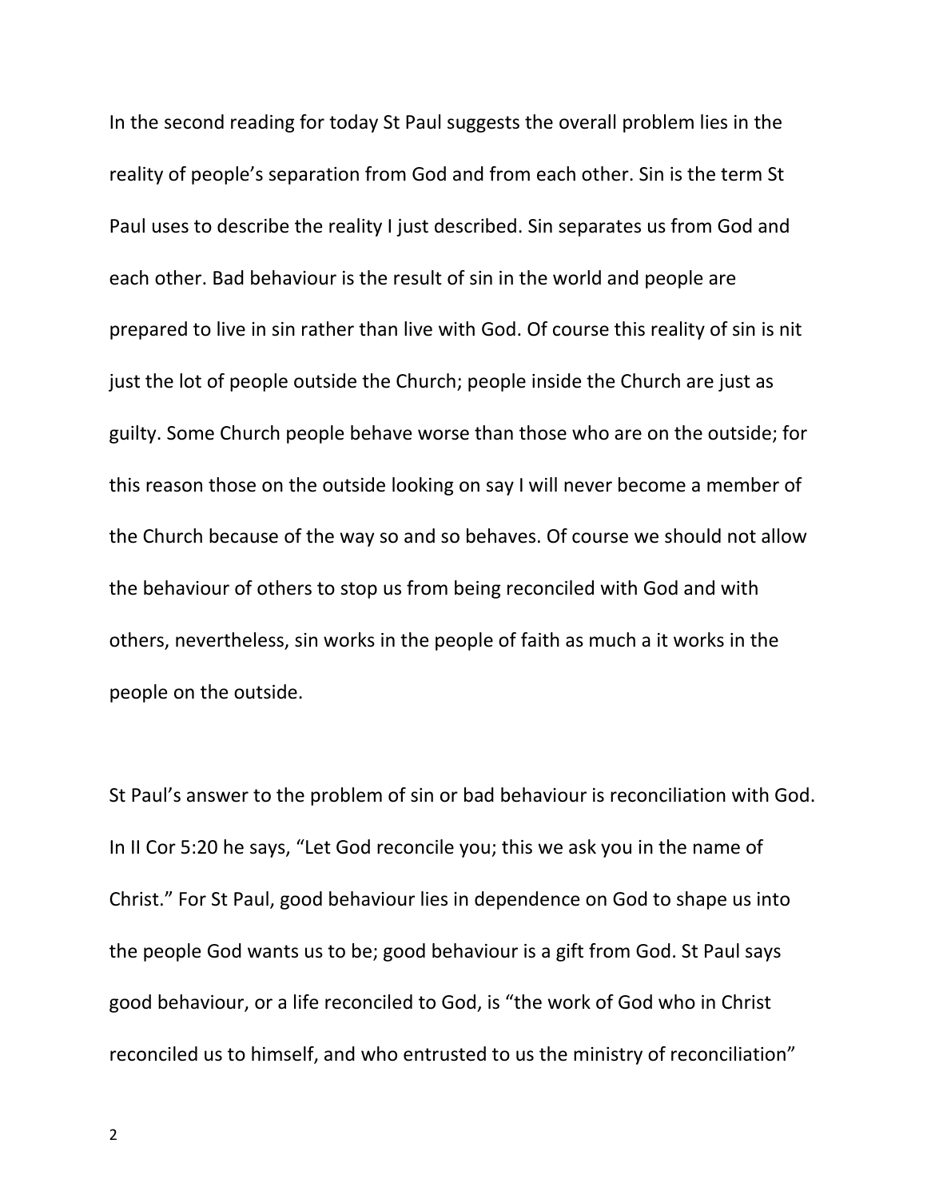In the second reading for today St Paul suggests the overall problem lies in the reality of people's separation from God and from each other. Sin is the term St Paul uses to describe the reality I just described. Sin separates us from God and each other. Bad behaviour is the result of sin in the world and people are prepared to live in sin rather than live with God. Of course this reality of sin is nit just the lot of people outside the Church; people inside the Church are just as guilty. Some Church people behave worse than those who are on the outside; for this reason those on the outside looking on say I will never become a member of the Church because of the way so and so behaves. Of course we should not allow the behaviour of others to stop us from being reconciled with God and with others, nevertheless, sin works in the people of faith as much a it works in the people on the outside.

St Paul's answer to the problem of sin or bad behaviour is reconciliation with God. In II Cor 5:20 he says, "Let God reconcile you; this we ask you in the name of Christ." For St Paul, good behaviour lies in dependence on God to shape us into the people God wants us to be; good behaviour is a gift from God. St Paul says good behaviour, or a life reconciled to God, is "the work of God who in Christ reconciled us to himself, and who entrusted to us the ministry of reconciliation"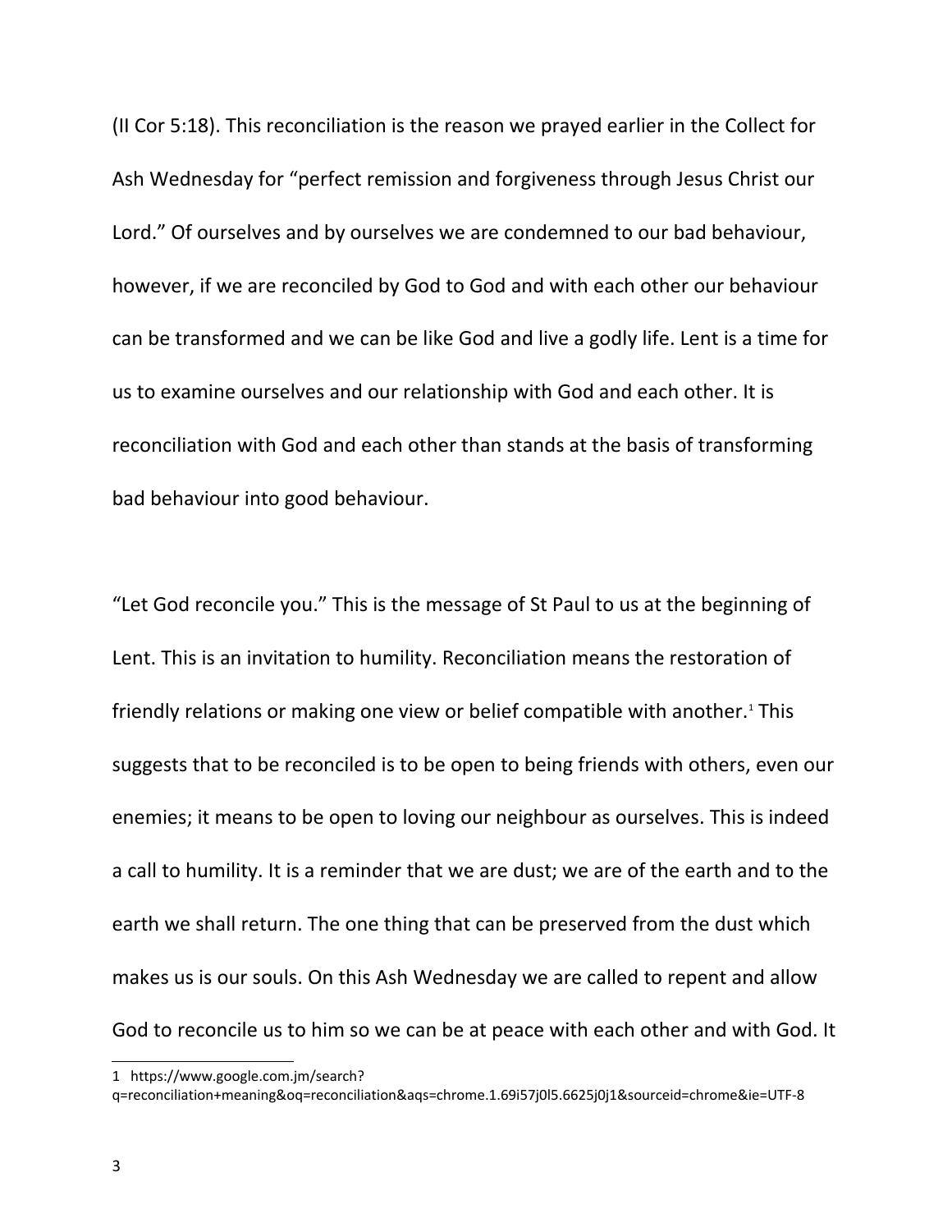(II Cor 5:18). This reconciliation is the reason we prayed earlier in the Collect for Ash Wednesday for "perfect remission and forgiveness through Jesus Christ our Lord." Of ourselves and by ourselves we are condemned to our bad behaviour, however, if we are reconciled by God to God and with each other our behaviour can be transformed and we can be like God and live a godly life. Lent is a time for us to examine ourselves and our relationship with God and each other. It is reconciliation with God and each other than stands at the basis of transforming bad behaviour into good behaviour.

"Let God reconcile you." This is the message of St Paul to us at the beginning of Lent. This is an invitation to humility. Reconciliation means the restoration of friendly relations or making one view or belief compatible with another.[1] This suggests that to be reconciled is to be open to being friends with others, even our enemies; it means to be open to loving our neighbour as ourselves. This is indeed a call to humility. It is a reminder that we are dust; we are of the earth and to the earth we shall return. The one thing that can be preserved from the dust which makes us is our souls. On this Ash Wednesday we are called to repent and allow God to reconcile us to him so we can be at peace with each other and with God. It

---

1 https://www.google.com.jm/search?q=reconciliation+meaning&oq=reconciliation&aqs=chrome.1.69i57j0l5.6625j0j1&sourceid=chrome&ie=UTF-8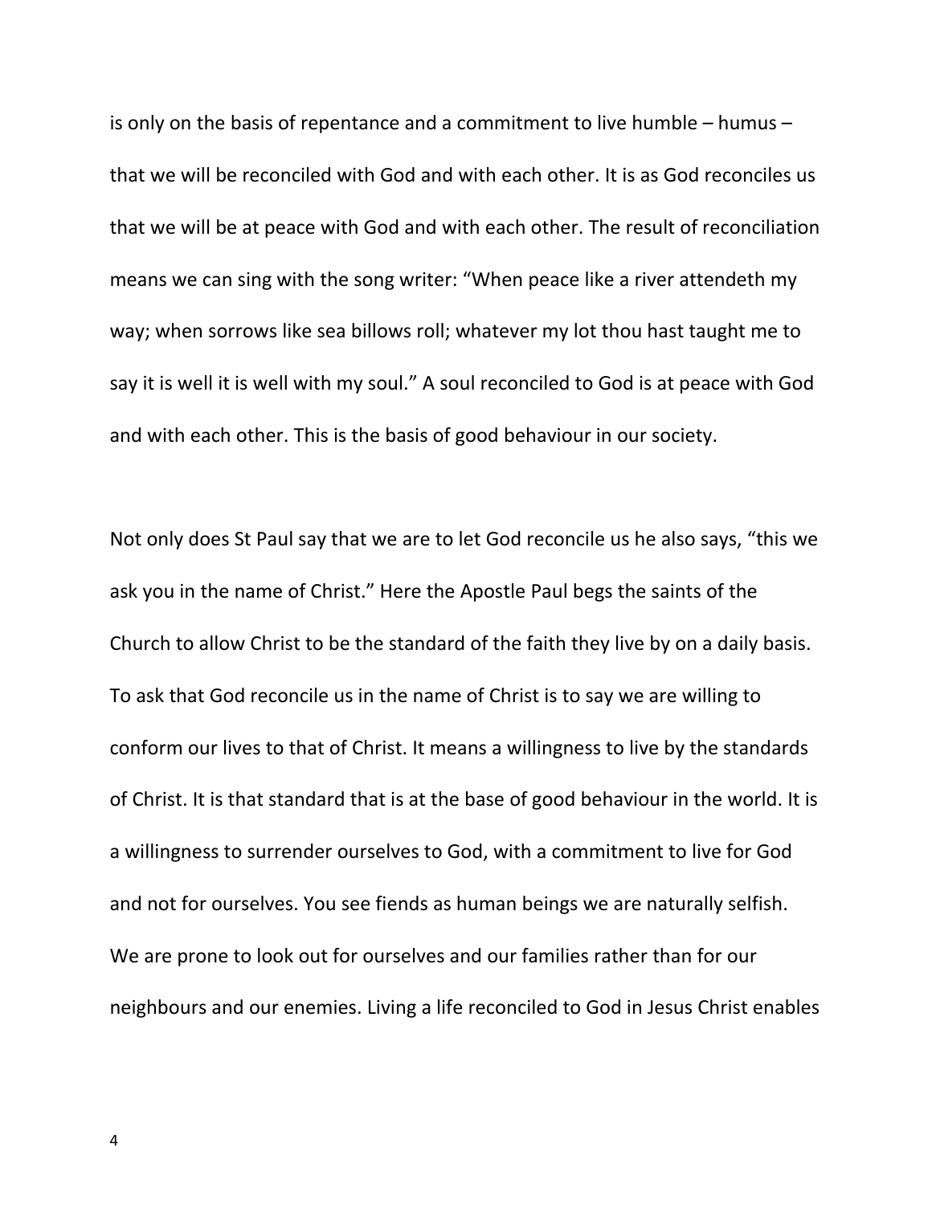is only on the basis of repentance and a commitment to live humble – humus – that we will be reconciled with God and with each other. It is as God reconciles us that we will be at peace with God and with each other. The result of reconciliation means we can sing with the song writer: "When peace like a river attendeth my way; when sorrows like sea billows roll; whatever my lot thou hast taught me to say it is well it is well with my soul." A soul reconciled to God is at peace with God and with each other. This is the basis of good behaviour in our society.

Not only does St Paul say that we are to let God reconcile us he also says, "this we ask you in the name of Christ." Here the Apostle Paul begs the saints of the Church to allow Christ to be the standard of the faith they live by on a daily basis. To ask that God reconcile us in the name of Christ is to say we are willing to conform our lives to that of Christ. It means a willingness to live by the standards of Christ. It is that standard that is at the base of good behaviour in the world. It is a willingness to surrender ourselves to God, with a commitment to live for God and not for ourselves. You see fiends as human beings we are naturally selfish. We are prone to look out for ourselves and our families rather than for our neighbours and our enemies. Living a life reconciled to God in Jesus Christ enables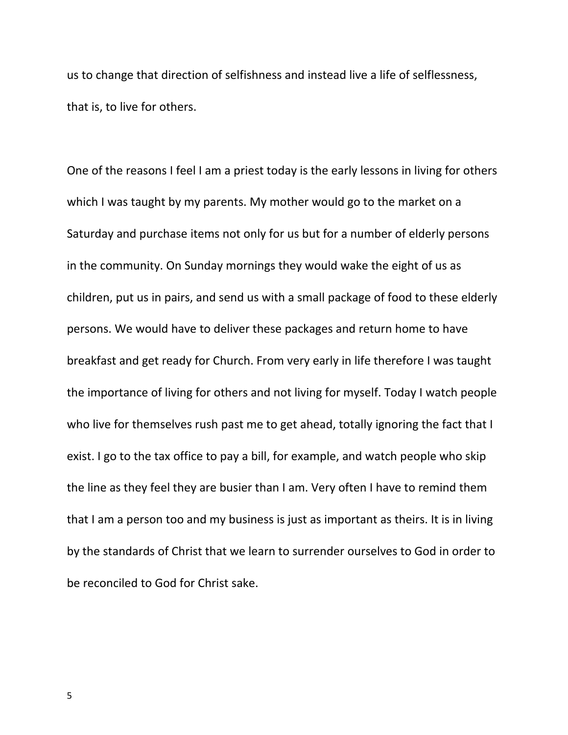us to change that direction of selfishness and instead live a life of selflessness, that is, to live for others.

One of the reasons I feel I am a priest today is the early lessons in living for others which I was taught by my parents. My mother would go to the market on a Saturday and purchase items not only for us but for a number of elderly persons in the community. On Sunday mornings they would wake the eight of us as children, put us in pairs, and send us with a small package of food to these elderly persons. We would have to deliver these packages and return home to have breakfast and get ready for Church. From very early in life therefore I was taught the importance of living for others and not living for myself. Today I watch people who live for themselves rush past me to get ahead, totally ignoring the fact that I exist. I go to the tax office to pay a bill, for example, and watch people who skip the line as they feel they are busier than I am. Very often I have to remind them that I am a person too and my business is just as important as theirs. It is in living by the standards of Christ that we learn to surrender ourselves to God in order to be reconciled to God for Christ sake.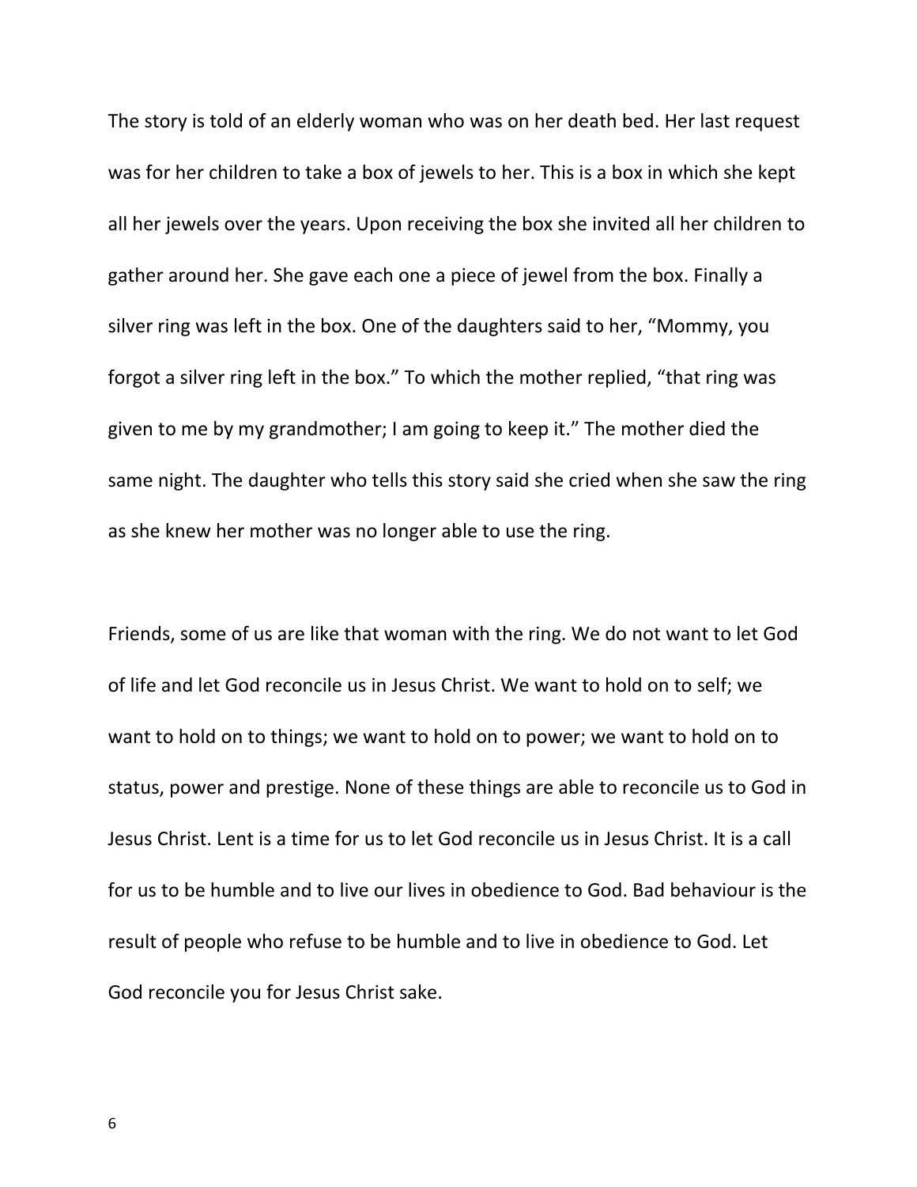The story is told of an elderly woman who was on her death bed. Her last request was for her children to take a box of jewels to her. This is a box in which she kept all her jewels over the years. Upon receiving the box she invited all her children to gather around her. She gave each one a piece of jewel from the box. Finally a silver ring was left in the box. One of the daughters said to her, "Mommy, you forgot a silver ring left in the box." To which the mother replied, "that ring was given to me by my grandmother; I am going to keep it." The mother died the same night. The daughter who tells this story said she cried when she saw the ring as she knew her mother was no longer able to use the ring.

Friends, some of us are like that woman with the ring. We do not want to let God of life and let God reconcile us in Jesus Christ. We want to hold on to self; we want to hold on to things; we want to hold on to power; we want to hold on to status, power and prestige. None of these things are able to reconcile us to God in Jesus Christ. Lent is a time for us to let God reconcile us in Jesus Christ. It is a call for us to be humble and to live our lives in obedience to God. Bad behaviour is the result of people who refuse to be humble and to live in obedience to God. Let God reconcile you for Jesus Christ sake.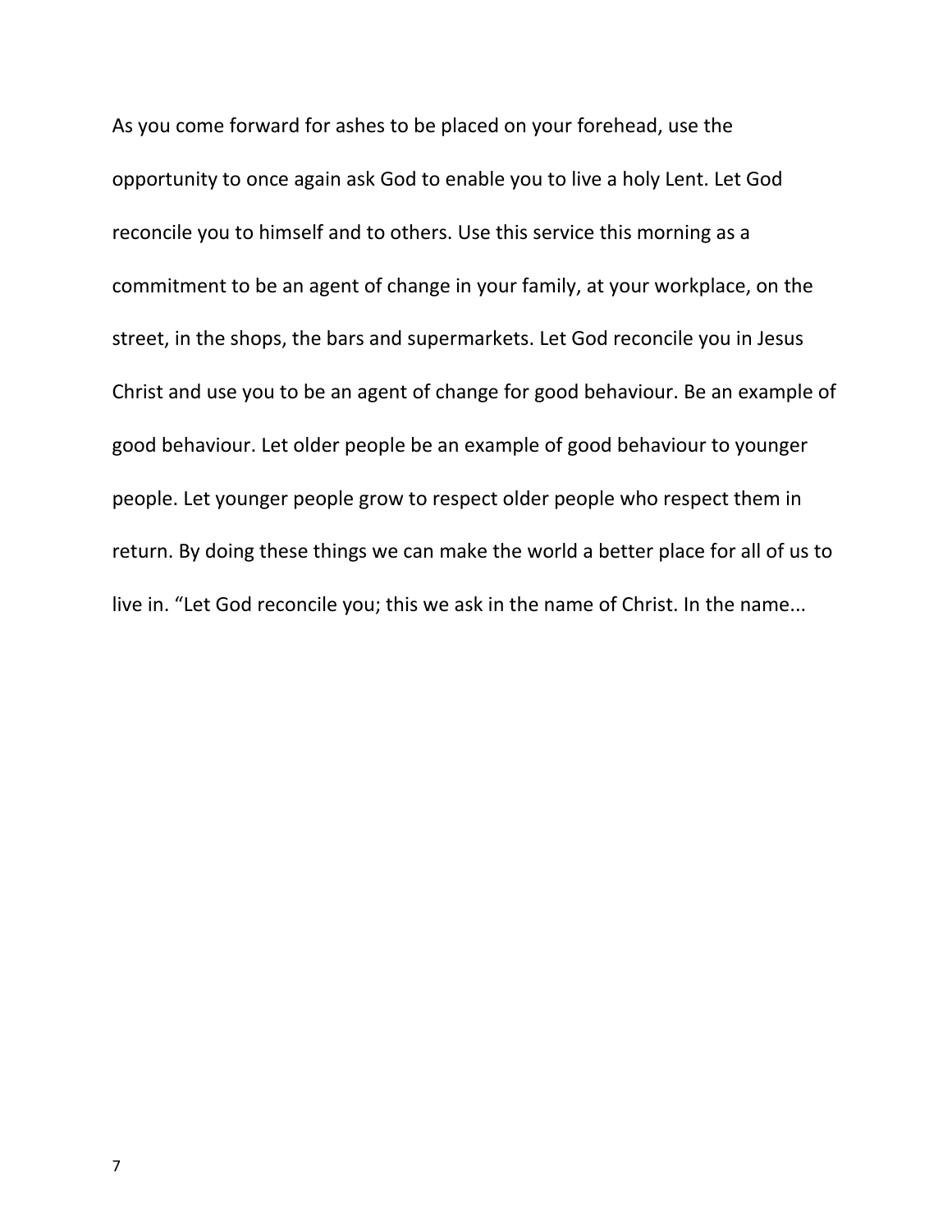As you come forward for ashes to be placed on your forehead, use the opportunity to once again ask God to enable you to live a holy Lent. Let God reconcile you to himself and to others. Use this service this morning as a commitment to be an agent of change in your family, at your workplace, on the street, in the shops, the bars and supermarkets. Let God reconcile you in Jesus Christ and use you to be an agent of change for good behaviour. Be an example of good behaviour. Let older people be an example of good behaviour to younger people. Let younger people grow to respect older people who respect them in return. By doing these things we can make the world a better place for all of us to live in. "Let God reconcile you; this we ask in the name of Christ. In the name...